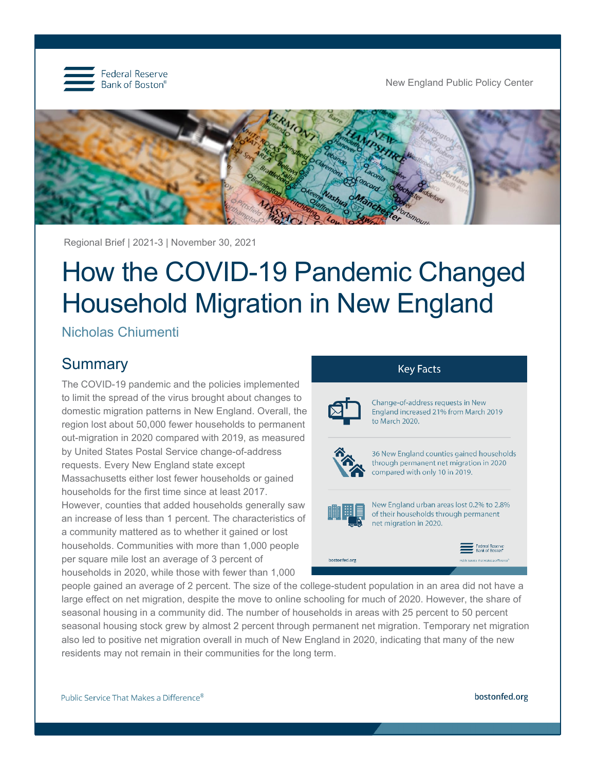Federal Reserve Bank of Boston®

New England Public Policy Center

Regional Brief | 2021-3 | November 30, 2021

# How the COVID-19 Pandemic Changed Household Migration in New England

Nicholas Chiumenti

## Summary

The COVID-19 pandemic and the policies implemented to limit the spread of the virus brought about changes to domestic migration patterns in New England. Overall, the region lost about 50,000 fewer households to permanent out-migration in 2020 compared with 2019, as measured by United States Postal Service change-of-address requests. Every New England state except Massachusetts either lost fewer households or gained households for the first time since at least 2017. However, counties that added households generally saw an increase of less than 1 percent. The characteristics of a community mattered as to whether it gained or lost households. Communities with more than 1,000 people per square mile lost an average of 3 percent of households in 2020, while those with fewer than 1,000 people gained an average of 2 percent. The size of the college-student population in an area did not have a large effect on net migration, despite the move to online schooling for much of 2020. However, the share of seasonal housing in a community did. The number of households in areas with 25 percent to 50 percent seasonal housing stock grew by almost 2 percent through permanent net migration. Temporary net migration also led to positive net migration overall in much of New England in 2020, indicating that many of the new residents may not remain in their communities for the long term.

### Key Facts

- Change-of-address requests in New England increased 21% from March 2019 to March 2020.
- 36 New England counties gained households through permanent net migration in 2020 compared with only 10 in 2019.
- New England urban areas lost 0.2% to 2.8% of their households through permanent net migration in 2020.

bostonfed.org

Public Service That Makes a Difference®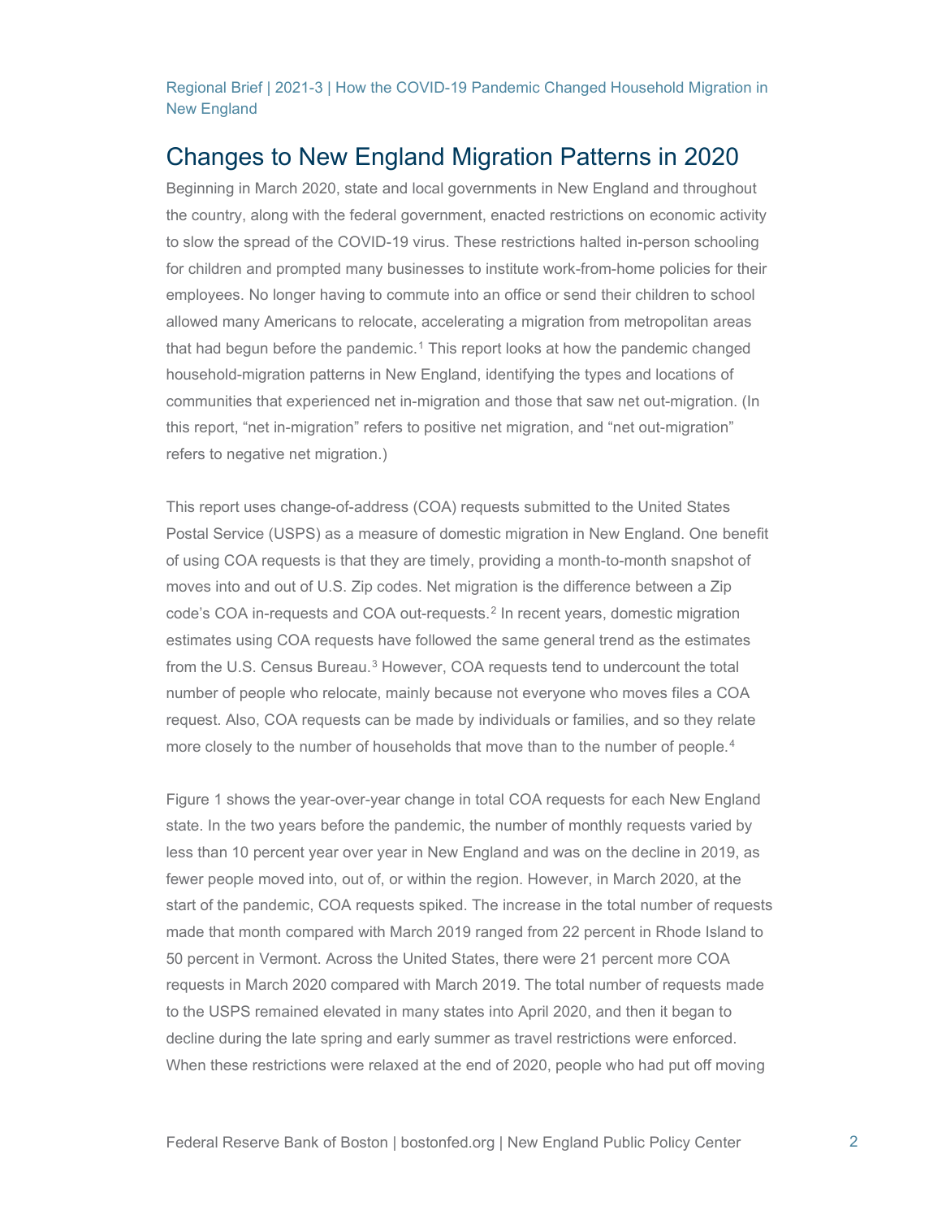## Changes to New England Migration Patterns in 2020

Beginning in March 2020, state and local governments in New England and throughout the country, along with the federal government, enacted restrictions on economic activity to slow the spread of the COVID-19 virus. These restrictions halted in-person schooling for children and prompted many businesses to institute work-from-home policies for their employees. No longer having to commute into an office or send their children to school allowed many Americans to relocate, accelerating a migration from metropolitan areas that had begun before the pandemic.[1] This report looks at how the pandemic changed household-migration patterns in New England, identifying the types and locations of communities that experienced net in-migration and those that saw net out-migration. (In this report, "net in-migration" refers to positive net migration, and "net out-migration" refers to negative net migration.)

This report uses change-of-address (COA) requests submitted to the United States Postal Service (USPS) as a measure of domestic migration in New England. One benefit of using COA requests is that they are timely, providing a month-to-month snapshot of moves into and out of U.S. Zip codes. Net migration is the difference between a Zip code's COA in-requests and COA out-requests.[2] In recent years, domestic migration estimates using COA requests have followed the same general trend as the estimates from the U.S. Census Bureau.[3] However, COA requests tend to undercount the total number of people who relocate, mainly because not everyone who moves files a COA request. Also, COA requests can be made by individuals or families, and so they relate more closely to the number of households that move than to the number of people.[4]

Figure 1 shows the year-over-year change in total COA requests for each New England state. In the two years before the pandemic, the number of monthly requests varied by less than 10 percent year over year in New England and was on the decline in 2019, as fewer people moved into, out of, or within the region. However, in March 2020, at the start of the pandemic, COA requests spiked. The increase in the total number of requests made that month compared with March 2019 ranged from 22 percent in Rhode Island to 50 percent in Vermont. Across the United States, there were 21 percent more COA requests in March 2020 compared with March 2019. The total number of requests made to the USPS remained elevated in many states into April 2020, and then it began to decline during the late spring and early summer as travel restrictions were enforced. When these restrictions were relaxed at the end of 2020, people who had put off moving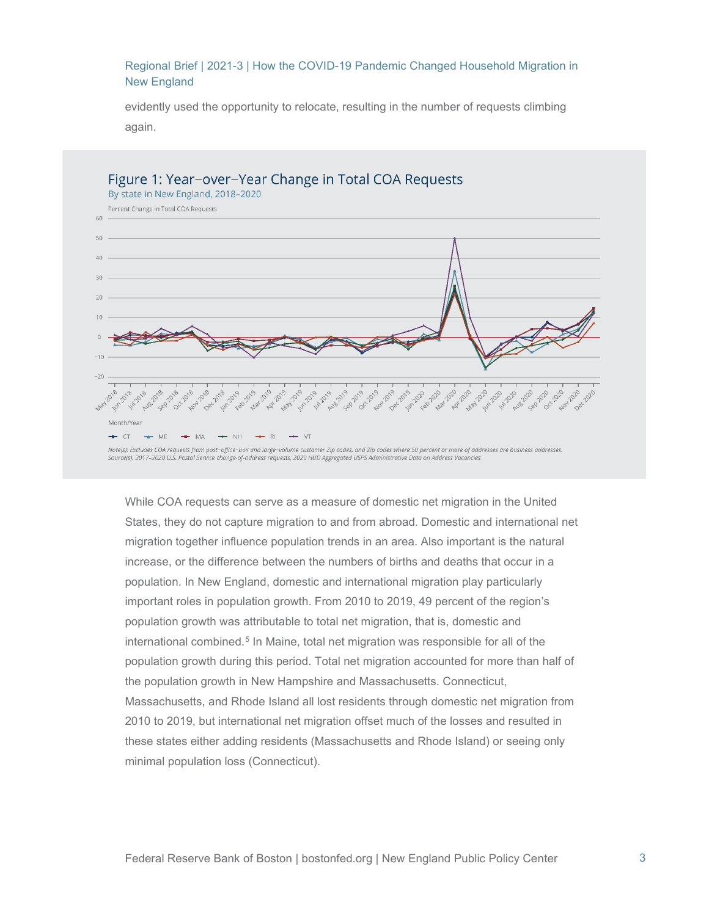evidently used the opportunity to relocate, resulting in the number of requests climbing again.

Figure 1: Year–over–Year Change in Total COA Requests

By state in New England, 2018–2020

Note(s): Excludes COA requests from post–office–box and large–volume customer Zip codes, and Zip codes where 50 percent or more of addresses are business addresses.
Source(s): 2017–2020 U.S. Postal Service change-of-address requests, 2020 HUD Aggregated USPS Administrative Data on Address Vacancies

While COA requests can serve as a measure of domestic net migration in the United States, they do not capture migration to and from abroad. Domestic and international net migration together influence population trends in an area. Also important is the natural increase, or the difference between the numbers of births and deaths that occur in a population. In New England, domestic and international migration play particularly important roles in population growth. From 2010 to 2019, 49 percent of the region's population growth was attributable to total net migration, that is, domestic and international combined.[5] In Maine, total net migration was responsible for all of the population growth during this period. Total net migration accounted for more than half of the population growth in New Hampshire and Massachusetts. Connecticut, Massachusetts, and Rhode Island all lost residents through domestic net migration from 2010 to 2019, but international net migration offset much of the losses and resulted in these states either adding residents (Massachusetts and Rhode Island) or seeing only minimal population loss (Connecticut).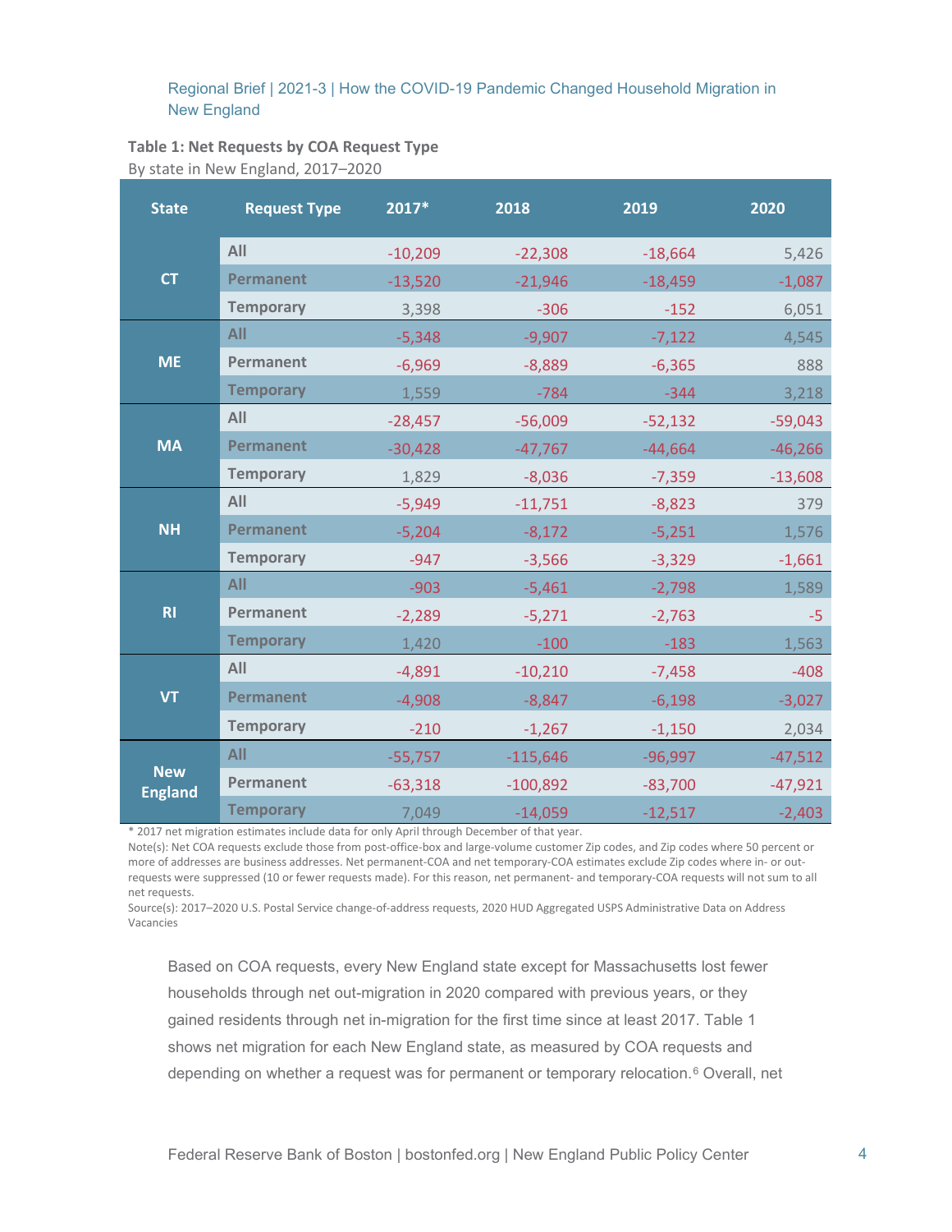**Table 1: Net Requests by COA Request Type**

By state in New England, 2017–2020

| State | Request Type | 2017* | 2018 | 2019 | 2020 |
|---|---|---|---|---|---|
| CT | All | -10,209 | -22,308 | -18,664 | 5,426 |
| | Permanent | -13,520 | -21,946 | -18,459 | -1,087 |
| | Temporary | 3,398 | -306 | -152 | 6,051 |
| ME | All | -5,348 | -9,907 | -7,122 | 4,545 |
| | Permanent | -6,969 | -8,889 | -6,365 | 888 |
| | Temporary | 1,559 | -784 | -344 | 3,218 |
| MA | All | -28,457 | -56,009 | -52,132 | -59,043 |
| | Permanent | -30,428 | -47,767 | -44,664 | -46,266 |
| | Temporary | 1,829 | -8,036 | -7,359 | -13,608 |
| NH | All | -5,949 | -11,751 | -8,823 | 379 |
| | Permanent | -5,204 | -8,172 | -5,251 | 1,576 |
| | Temporary | -947 | -3,566 | -3,329 | -1,661 |
| RI | All | -903 | -5,461 | -2,798 | 1,589 |
| | Permanent | -2,289 | -5,271 | -2,763 | -5 |
| | Temporary | 1,420 | -100 | -183 | 1,563 |
| VT | All | -4,891 | -10,210 | -7,458 | -408 |
| | Permanent | -4,908 | -8,847 | -6,198 | -3,027 |
| | Temporary | -210 | -1,267 | -1,150 | 2,034 |
| New England | All | -55,757 | -115,646 | -96,997 | -47,512 |
| | Permanent | -63,318 | -100,892 | -83,700 | -47,921 |
| | Temporary | 7,049 | -14,059 | -12,517 | -2,403 |

\* 2017 net migration estimates include data for only April through December of that year.

Note(s): Net COA requests exclude those from post-office-box and large-volume customer Zip codes, and Zip codes where 50 percent or more of addresses are business addresses. Net permanent-COA and net temporary-COA estimates exclude Zip codes where in- or out-requests were suppressed (10 or fewer requests made). For this reason, net permanent- and temporary-COA requests will not sum to all net requests.

Source(s): 2017–2020 U.S. Postal Service change-of-address requests, 2020 HUD Aggregated USPS Administrative Data on Address Vacancies

Based on COA requests, every New England state except for Massachusetts lost fewer households through net out-migration in 2020 compared with previous years, or they gained residents through net in-migration for the first time since at least 2017. Table 1 shows net migration for each New England state, as measured by COA requests and depending on whether a request was for permanent or temporary relocation.[6] Overall, net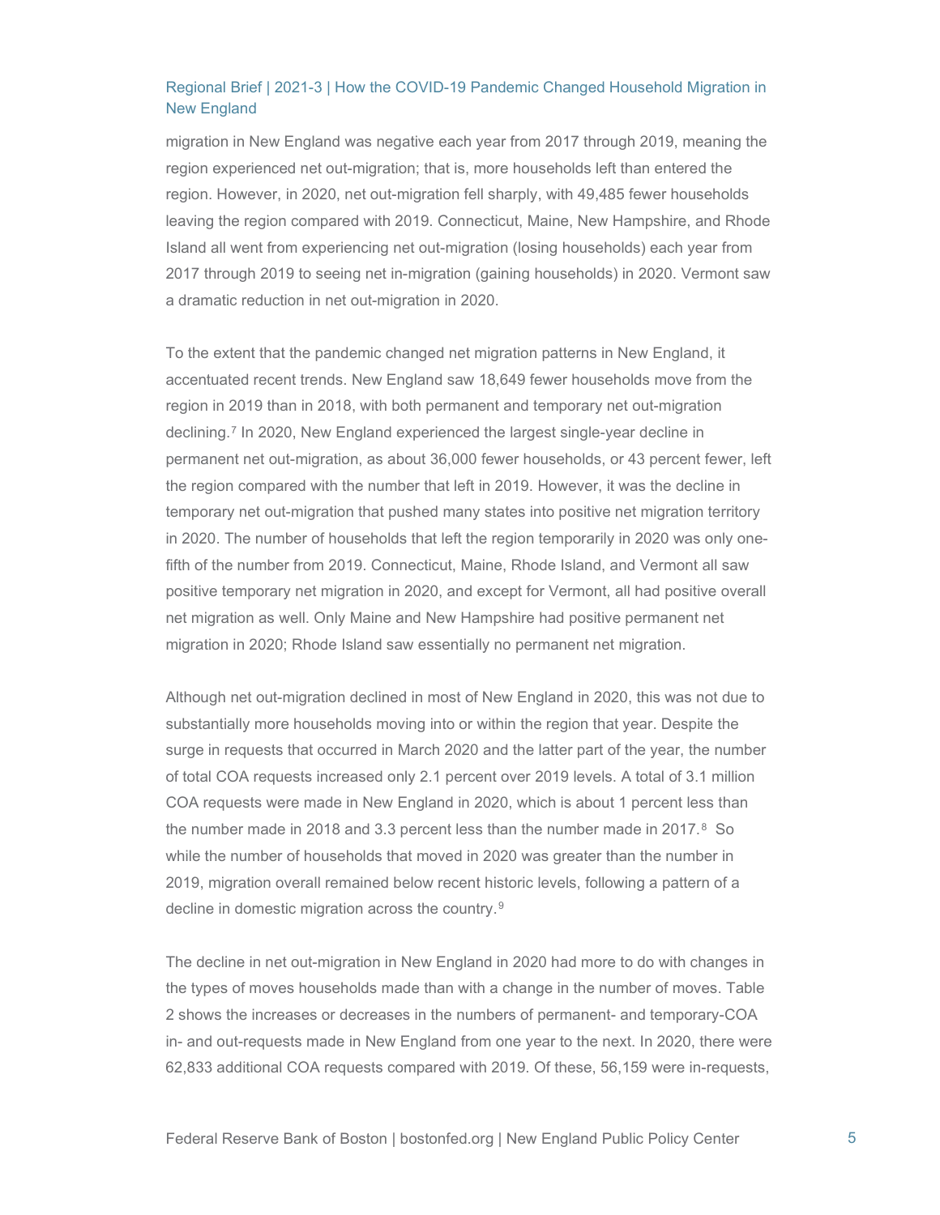migration in New England was negative each year from 2017 through 2019, meaning the region experienced net out-migration; that is, more households left than entered the region. However, in 2020, net out-migration fell sharply, with 49,485 fewer households leaving the region compared with 2019. Connecticut, Maine, New Hampshire, and Rhode Island all went from experiencing net out-migration (losing households) each year from 2017 through 2019 to seeing net in-migration (gaining households) in 2020. Vermont saw a dramatic reduction in net out-migration in 2020.

To the extent that the pandemic changed net migration patterns in New England, it accentuated recent trends. New England saw 18,649 fewer households move from the region in 2019 than in 2018, with both permanent and temporary net out-migration declining.[7] In 2020, New England experienced the largest single-year decline in permanent net out-migration, as about 36,000 fewer households, or 43 percent fewer, left the region compared with the number that left in 2019. However, it was the decline in temporary net out-migration that pushed many states into positive net migration territory in 2020. The number of households that left the region temporarily in 2020 was only one-fifth of the number from 2019. Connecticut, Maine, Rhode Island, and Vermont all saw positive temporary net migration in 2020, and except for Vermont, all had positive overall net migration as well. Only Maine and New Hampshire had positive permanent net migration in 2020; Rhode Island saw essentially no permanent net migration.

Although net out-migration declined in most of New England in 2020, this was not due to substantially more households moving into or within the region that year. Despite the surge in requests that occurred in March 2020 and the latter part of the year, the number of total COA requests increased only 2.1 percent over 2019 levels. A total of 3.1 million COA requests were made in New England in 2020, which is about 1 percent less than the number made in 2018 and 3.3 percent less than the number made in 2017.[8] So while the number of households that moved in 2020 was greater than the number in 2019, migration overall remained below recent historic levels, following a pattern of a decline in domestic migration across the country.[9]

The decline in net out-migration in New England in 2020 had more to do with changes in the types of moves households made than with a change in the number of moves. Table 2 shows the increases or decreases in the numbers of permanent- and temporary-COA in- and out-requests made in New England from one year to the next. In 2020, there were 62,833 additional COA requests compared with 2019. Of these, 56,159 were in-requests,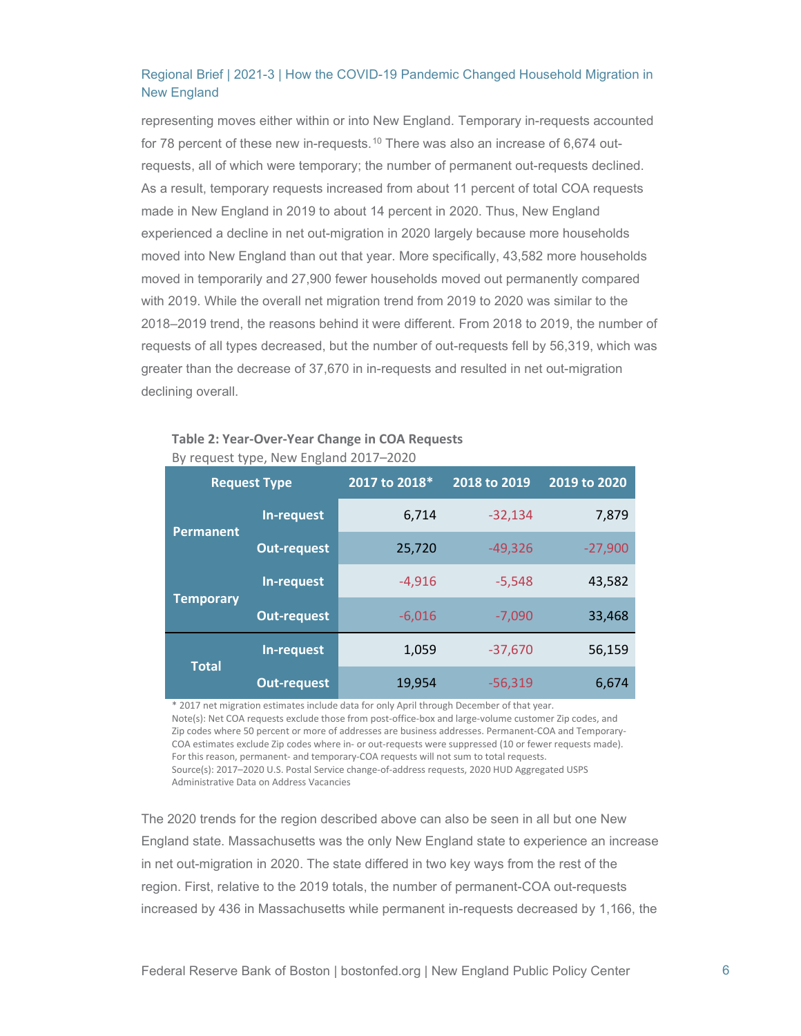representing moves either within or into New England. Temporary in-requests accounted for 78 percent of these new in-requests.[10] There was also an increase of 6,674 out-requests, all of which were temporary; the number of permanent out-requests declined. As a result, temporary requests increased from about 11 percent of total COA requests made in New England in 2019 to about 14 percent in 2020. Thus, New England experienced a decline in net out-migration in 2020 largely because more households moved into New England than out that year. More specifically, 43,582 more households moved in temporarily and 27,900 fewer households moved out permanently compared with 2019. While the overall net migration trend from 2019 to 2020 was similar to the 2018–2019 trend, the reasons behind it were different. From 2018 to 2019, the number of requests of all types decreased, but the number of out-requests fell by 56,319, which was greater than the decrease of 37,670 in in-requests and resulted in net out-migration declining overall.

**Table 2: Year-Over-Year Change in COA Requests**
By request type, New England 2017–2020

| Request Type | | 2017 to 2018* | 2018 to 2019 | 2019 to 2020 |
|---|---|---|---|---|
| Permanent | In-request | 6,714 | -32,134 | 7,879 |
| | Out-request | 25,720 | -49,326 | -27,900 |
| Temporary | In-request | -4,916 | -5,548 | 43,582 |
| | Out-request | -6,016 | -7,090 | 33,468 |
| Total | In-request | 1,059 | -37,670 | 56,159 |
| | Out-request | 19,954 | -56,319 | 6,674 |

\* 2017 net migration estimates include data for only April through December of that year.
Note(s): Net COA requests exclude those from post-office-box and large-volume customer Zip codes, and Zip codes where 50 percent or more of addresses are business addresses. Permanent-COA and Temporary-COA estimates exclude Zip codes where in- or out-requests were suppressed (10 or fewer requests made). For this reason, permanent- and temporary-COA requests will not sum to total requests.
Source(s): 2017–2020 U.S. Postal Service change-of-address requests, 2020 HUD Aggregated USPS Administrative Data on Address Vacancies

The 2020 trends for the region described above can also be seen in all but one New England state. Massachusetts was the only New England state to experience an increase in net out-migration in 2020. The state differed in two key ways from the rest of the region. First, relative to the 2019 totals, the number of permanent-COA out-requests increased by 436 in Massachusetts while permanent in-requests decreased by 1,166, the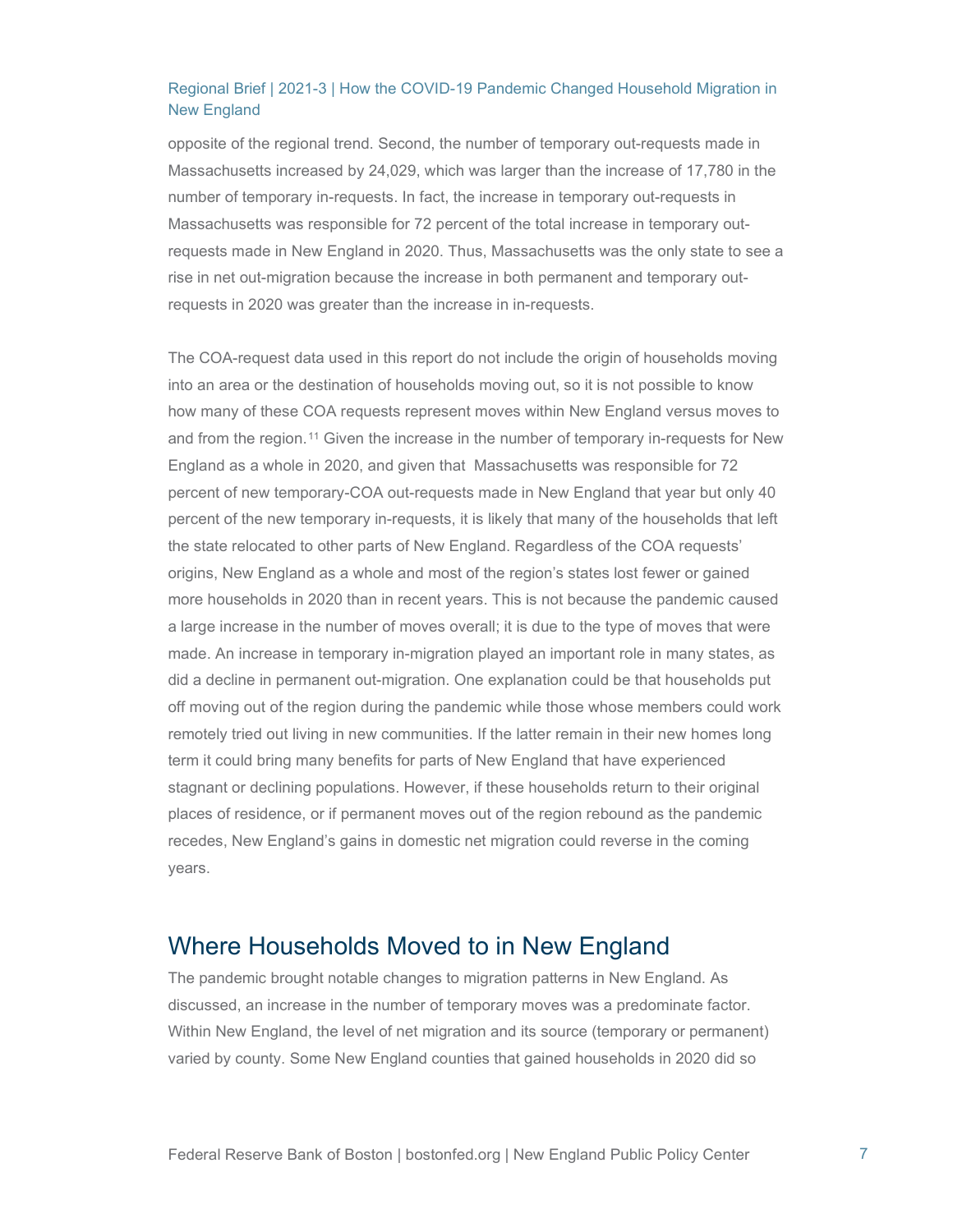opposite of the regional trend. Second, the number of temporary out-requests made in Massachusetts increased by 24,029, which was larger than the increase of 17,780 in the number of temporary in-requests. In fact, the increase in temporary out-requests in Massachusetts was responsible for 72 percent of the total increase in temporary out-requests made in New England in 2020. Thus, Massachusetts was the only state to see a rise in net out-migration because the increase in both permanent and temporary out-requests in 2020 was greater than the increase in in-requests.

The COA-request data used in this report do not include the origin of households moving into an area or the destination of households moving out, so it is not possible to know how many of these COA requests represent moves within New England versus moves to and from the region.[11] Given the increase in the number of temporary in-requests for New England as a whole in 2020, and given that Massachusetts was responsible for 72 percent of new temporary-COA out-requests made in New England that year but only 40 percent of the new temporary in-requests, it is likely that many of the households that left the state relocated to other parts of New England. Regardless of the COA requests' origins, New England as a whole and most of the region's states lost fewer or gained more households in 2020 than in recent years. This is not because the pandemic caused a large increase in the number of moves overall; it is due to the type of moves that were made. An increase in temporary in-migration played an important role in many states, as did a decline in permanent out-migration. One explanation could be that households put off moving out of the region during the pandemic while those whose members could work remotely tried out living in new communities. If the latter remain in their new homes long term it could bring many benefits for parts of New England that have experienced stagnant or declining populations. However, if these households return to their original places of residence, or if permanent moves out of the region rebound as the pandemic recedes, New England's gains in domestic net migration could reverse in the coming years.

## Where Households Moved to in New England

The pandemic brought notable changes to migration patterns in New England. As discussed, an increase in the number of temporary moves was a predominate factor. Within New England, the level of net migration and its source (temporary or permanent) varied by county. Some New England counties that gained households in 2020 did so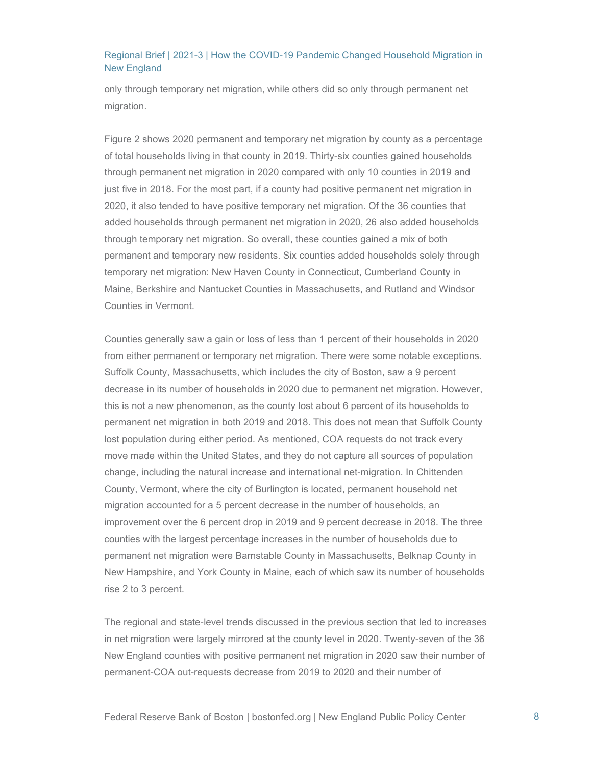only through temporary net migration, while others did so only through permanent net migration.

Figure 2 shows 2020 permanent and temporary net migration by county as a percentage of total households living in that county in 2019. Thirty-six counties gained households through permanent net migration in 2020 compared with only 10 counties in 2019 and just five in 2018. For the most part, if a county had positive permanent net migration in 2020, it also tended to have positive temporary net migration. Of the 36 counties that added households through permanent net migration in 2020, 26 also added households through temporary net migration. So overall, these counties gained a mix of both permanent and temporary new residents. Six counties added households solely through temporary net migration: New Haven County in Connecticut, Cumberland County in Maine, Berkshire and Nantucket Counties in Massachusetts, and Rutland and Windsor Counties in Vermont.

Counties generally saw a gain or loss of less than 1 percent of their households in 2020 from either permanent or temporary net migration. There were some notable exceptions. Suffolk County, Massachusetts, which includes the city of Boston, saw a 9 percent decrease in its number of households in 2020 due to permanent net migration. However, this is not a new phenomenon, as the county lost about 6 percent of its households to permanent net migration in both 2019 and 2018. This does not mean that Suffolk County lost population during either period. As mentioned, COA requests do not track every move made within the United States, and they do not capture all sources of population change, including the natural increase and international net-migration. In Chittenden County, Vermont, where the city of Burlington is located, permanent household net migration accounted for a 5 percent decrease in the number of households, an improvement over the 6 percent drop in 2019 and 9 percent decrease in 2018. The three counties with the largest percentage increases in the number of households due to permanent net migration were Barnstable County in Massachusetts, Belknap County in New Hampshire, and York County in Maine, each of which saw its number of households rise 2 to 3 percent.

The regional and state-level trends discussed in the previous section that led to increases in net migration were largely mirrored at the county level in 2020. Twenty-seven of the 36 New England counties with positive permanent net migration in 2020 saw their number of permanent-COA out-requests decrease from 2019 to 2020 and their number of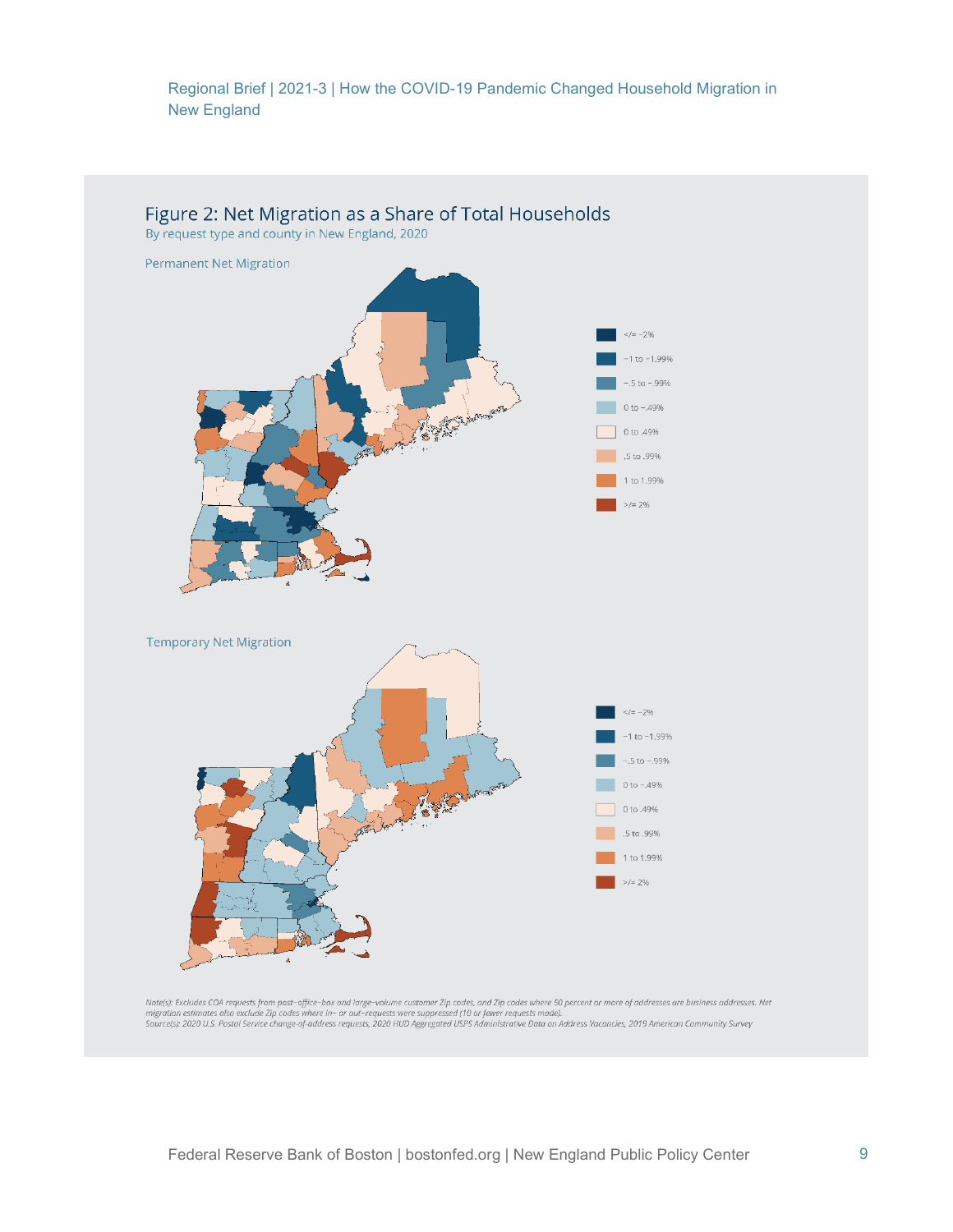## Figure 2: Net Migration as a Share of Total Households

By request type and county in New England, 2020

Permanent Net Migration

- </= −2%
- −1 to −1.99%
- −.5 to −.99%
- 0 to −.49%
- 0 to .49%
- .5 to .99%
- 1 to 1.99%
- >/= 2%

Temporary Net Migration

- </= −2%
- −1 to −1.99%
- −.5 to −.99%
- 0 to −.49%
- 0 to .49%
- .5 to .99%
- 1 to 1.99%
- >/= 2%

*Note(s): Excludes COA requests from post–office–box and large–volume customer Zip codes, and Zip codes where 50 percent or more of addresses are business addresses. Net migration estimates also exclude Zip codes where in– or out–requests were suppressed (10 or fewer requests made).*

*Source(s): 2020 U.S. Postal Service change–of–address requests, 2020 HUD Aggregated USPS Administrative Data on Address Vacancies, 2019 American Community Survey*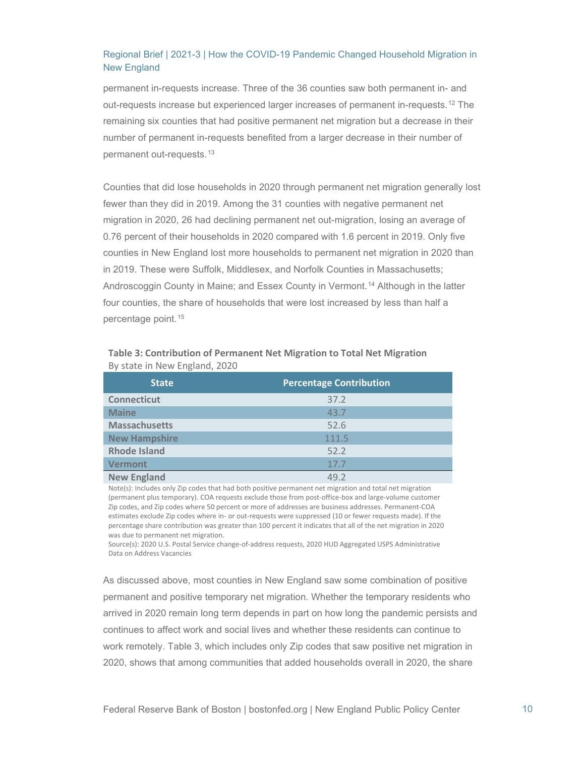permanent in-requests increase. Three of the 36 counties saw both permanent in- and out-requests increase but experienced larger increases of permanent in-requests.[12] The remaining six counties that had positive permanent net migration but a decrease in their number of permanent in-requests benefited from a larger decrease in their number of permanent out-requests.[13]

Counties that did lose households in 2020 through permanent net migration generally lost fewer than they did in 2019. Among the 31 counties with negative permanent net migration in 2020, 26 had declining permanent net out-migration, losing an average of 0.76 percent of their households in 2020 compared with 1.6 percent in 2019. Only five counties in New England lost more households to permanent net migration in 2020 than in 2019. These were Suffolk, Middlesex, and Norfolk Counties in Massachusetts; Androscoggin County in Maine; and Essex County in Vermont.[14] Although in the latter four counties, the share of households that were lost increased by less than half a percentage point.[15]

**Table 3: Contribution of Permanent Net Migration to Total Net Migration**
By state in New England, 2020

| State | Percentage Contribution |
|---|---|
| **Connecticut** | 37.2 |
| **Maine** | 43.7 |
| **Massachusetts** | 52.6 |
| **New Hampshire** | 111.5 |
| **Rhode Island** | 52.2 |
| **Vermont** | 17.7 |
| **New England** | 49.2 |

Note(s): Includes only Zip codes that had both positive permanent net migration and total net migration (permanent plus temporary). COA requests exclude those from post-office-box and large-volume customer Zip codes, and Zip codes where 50 percent or more of addresses are business addresses. Permanent-COA estimates exclude Zip codes where in- or out-requests were suppressed (10 or fewer requests made). If the percentage share contribution was greater than 100 percent it indicates that all of the net migration in 2020 was due to permanent net migration.
Source(s): 2020 U.S. Postal Service change-of-address requests, 2020 HUD Aggregated USPS Administrative Data on Address Vacancies

As discussed above, most counties in New England saw some combination of positive permanent and positive temporary net migration. Whether the temporary residents who arrived in 2020 remain long term depends in part on how long the pandemic persists and continues to affect work and social lives and whether these residents can continue to work remotely. Table 3, which includes only Zip codes that saw positive net migration in 2020, shows that among communities that added households overall in 2020, the share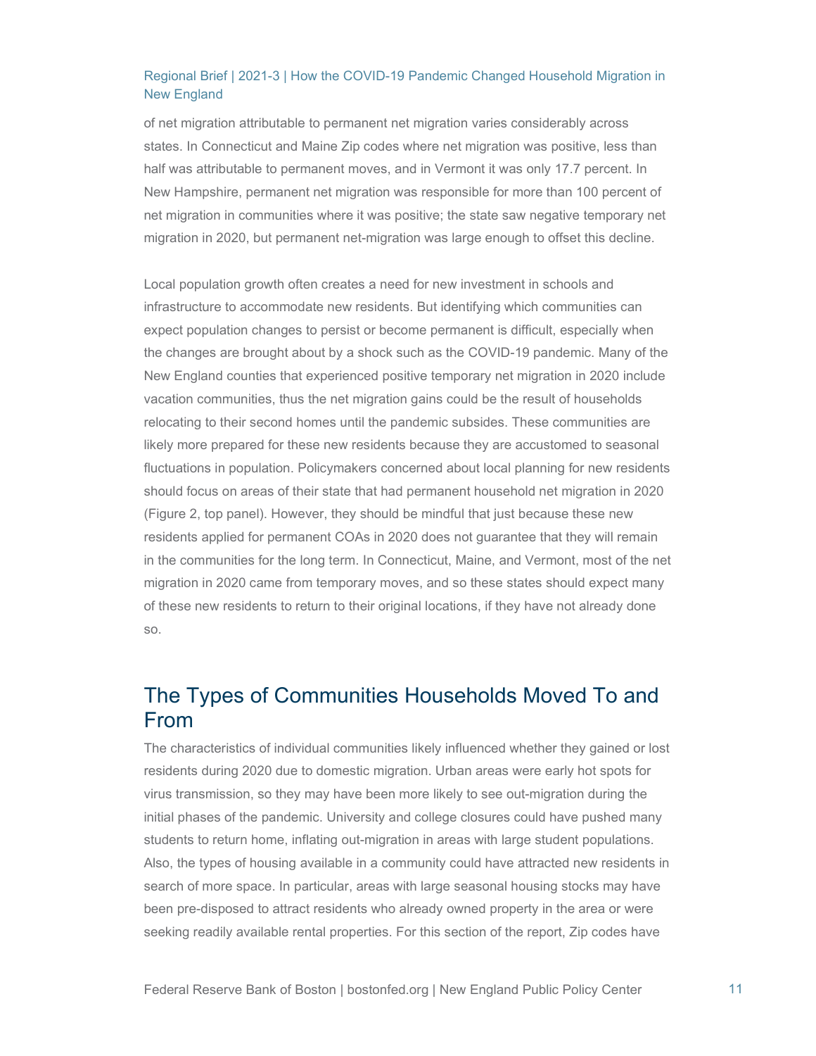of net migration attributable to permanent net migration varies considerably across states. In Connecticut and Maine Zip codes where net migration was positive, less than half was attributable to permanent moves, and in Vermont it was only 17.7 percent. In New Hampshire, permanent net migration was responsible for more than 100 percent of net migration in communities where it was positive; the state saw negative temporary net migration in 2020, but permanent net-migration was large enough to offset this decline.

Local population growth often creates a need for new investment in schools and infrastructure to accommodate new residents. But identifying which communities can expect population changes to persist or become permanent is difficult, especially when the changes are brought about by a shock such as the COVID-19 pandemic. Many of the New England counties that experienced positive temporary net migration in 2020 include vacation communities, thus the net migration gains could be the result of households relocating to their second homes until the pandemic subsides. These communities are likely more prepared for these new residents because they are accustomed to seasonal fluctuations in population. Policymakers concerned about local planning for new residents should focus on areas of their state that had permanent household net migration in 2020 (Figure 2, top panel). However, they should be mindful that just because these new residents applied for permanent COAs in 2020 does not guarantee that they will remain in the communities for the long term. In Connecticut, Maine, and Vermont, most of the net migration in 2020 came from temporary moves, and so these states should expect many of these new residents to return to their original locations, if they have not already done so.

## The Types of Communities Households Moved To and From

The characteristics of individual communities likely influenced whether they gained or lost residents during 2020 due to domestic migration. Urban areas were early hot spots for virus transmission, so they may have been more likely to see out-migration during the initial phases of the pandemic. University and college closures could have pushed many students to return home, inflating out-migration in areas with large student populations. Also, the types of housing available in a community could have attracted new residents in search of more space. In particular, areas with large seasonal housing stocks may have been pre-disposed to attract residents who already owned property in the area or were seeking readily available rental properties. For this section of the report, Zip codes have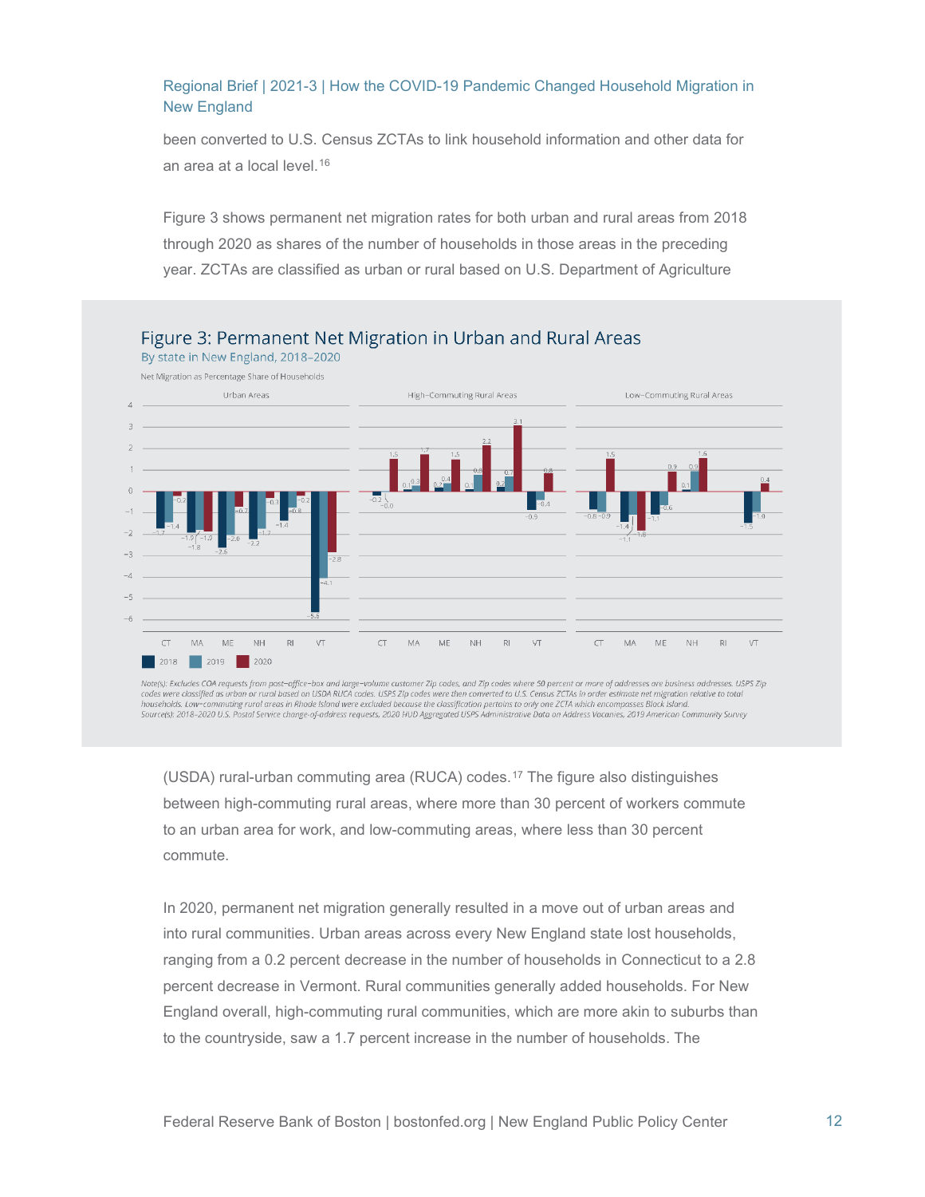been converted to U.S. Census ZCTAs to link household information and other data for an area at a local level.[16]

Figure 3 shows permanent net migration rates for both urban and rural areas from 2018 through 2020 as shares of the number of households in those areas in the preceding year. ZCTAs are classified as urban or rural based on U.S. Department of Agriculture

**Figure 3: Permanent Net Migration in Urban and Rural Areas**

By state in New England, 2018–2020

*Note(s): Excludes COA requests from post–office–box and large–volume customer Zip codes, and Zip codes where 50 percent or more of addresses are business addresses. USPS Zip codes were classified as urban or rural based on USDA RUCA codes. USPS Zip codes were then converted to U.S. Census ZCTAs in order estimate net migration relative to total households. Low–commuting rural areas in Rhode Island were excluded because the classification pertains to only one ZCTA which encompasses Block Island.*

*Source(s): 2018–2020 U.S. Postal Service change-of-address requests, 2020 HUD Aggregated USPS Administrative Data on Address Vacancies, 2019 American Community Survey*

(USDA) rural-urban commuting area (RUCA) codes.[17] The figure also distinguishes between high-commuting rural areas, where more than 30 percent of workers commute to an urban area for work, and low-commuting areas, where less than 30 percent commute.

In 2020, permanent net migration generally resulted in a move out of urban areas and into rural communities. Urban areas across every New England state lost households, ranging from a 0.2 percent decrease in the number of households in Connecticut to a 2.8 percent decrease in Vermont. Rural communities generally added households. For New England overall, high-commuting rural communities, which are more akin to suburbs than to the countryside, saw a 1.7 percent increase in the number of households. The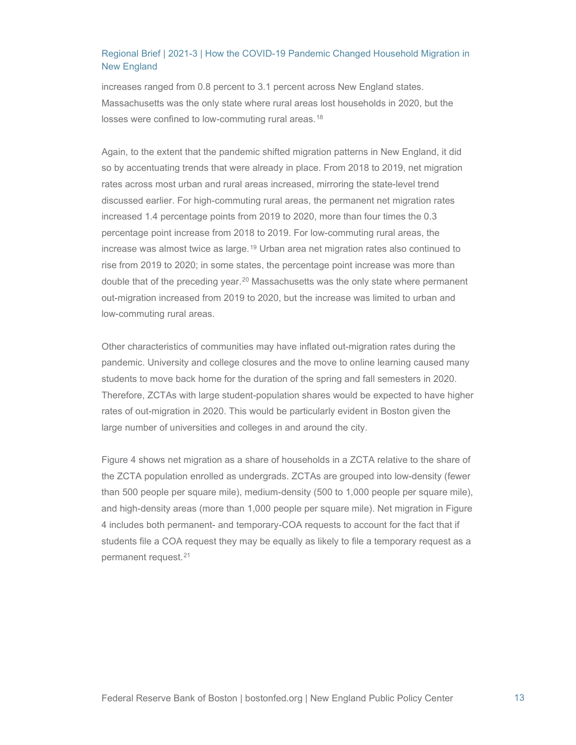increases ranged from 0.8 percent to 3.1 percent across New England states. Massachusetts was the only state where rural areas lost households in 2020, but the losses were confined to low-commuting rural areas.[18]

Again, to the extent that the pandemic shifted migration patterns in New England, it did so by accentuating trends that were already in place. From 2018 to 2019, net migration rates across most urban and rural areas increased, mirroring the state-level trend discussed earlier. For high-commuting rural areas, the permanent net migration rates increased 1.4 percentage points from 2019 to 2020, more than four times the 0.3 percentage point increase from 2018 to 2019. For low-commuting rural areas, the increase was almost twice as large.[19] Urban area net migration rates also continued to rise from 2019 to 2020; in some states, the percentage point increase was more than double that of the preceding year.[20] Massachusetts was the only state where permanent out-migration increased from 2019 to 2020, but the increase was limited to urban and low-commuting rural areas.

Other characteristics of communities may have inflated out-migration rates during the pandemic. University and college closures and the move to online learning caused many students to move back home for the duration of the spring and fall semesters in 2020. Therefore, ZCTAs with large student-population shares would be expected to have higher rates of out-migration in 2020. This would be particularly evident in Boston given the large number of universities and colleges in and around the city.

Figure 4 shows net migration as a share of households in a ZCTA relative to the share of the ZCTA population enrolled as undergrads. ZCTAs are grouped into low-density (fewer than 500 people per square mile), medium-density (500 to 1,000 people per square mile), and high-density areas (more than 1,000 people per square mile). Net migration in Figure 4 includes both permanent- and temporary-COA requests to account for the fact that if students file a COA request they may be equally as likely to file a temporary request as a permanent request.[21]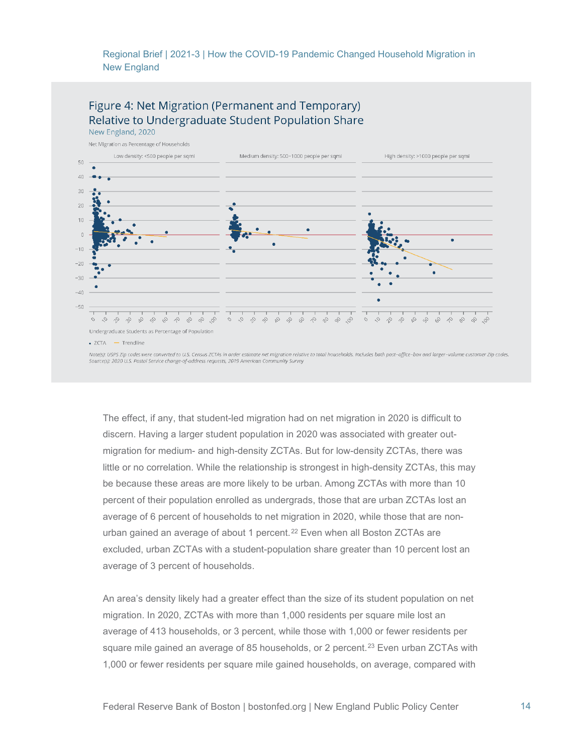### Figure 4: Net Migration (Permanent and Temporary) Relative to Undergraduate Student Population Share

New England, 2020

Net Migration as Percentage of Households

Low density: <500 people per sqmi | Medium density: 500–1000 people per sqmi | High density: >1000 people per sqmi

Undergraduate Students as Percentage of Population

• ZCTA — Trendline

*Note(s): USPS Zip codes were converted to U.S. Census ZCTAs in order estimate net migration relative to total households. Includes both post-office-box and larger-volume customer Zip codes.*
*Source(s): 2020 U.S. Postal Service change-of-address requests, 2019 American Community Survey*

The effect, if any, that student-led migration had on net migration in 2020 is difficult to discern. Having a larger student population in 2020 was associated with greater out-migration for medium- and high-density ZCTAs. But for low-density ZCTAs, there was little or no correlation. While the relationship is strongest in high-density ZCTAs, this may be because these areas are more likely to be urban. Among ZCTAs with more than 10 percent of their population enrolled as undergrads, those that are urban ZCTAs lost an average of 6 percent of households to net migration in 2020, while those that are non-urban gained an average of about 1 percent.[22] Even when all Boston ZCTAs are excluded, urban ZCTAs with a student-population share greater than 10 percent lost an average of 3 percent of households.

An area's density likely had a greater effect than the size of its student population on net migration. In 2020, ZCTAs with more than 1,000 residents per square mile lost an average of 413 households, or 3 percent, while those with 1,000 or fewer residents per square mile gained an average of 85 households, or 2 percent.[23] Even urban ZCTAs with 1,000 or fewer residents per square mile gained households, on average, compared with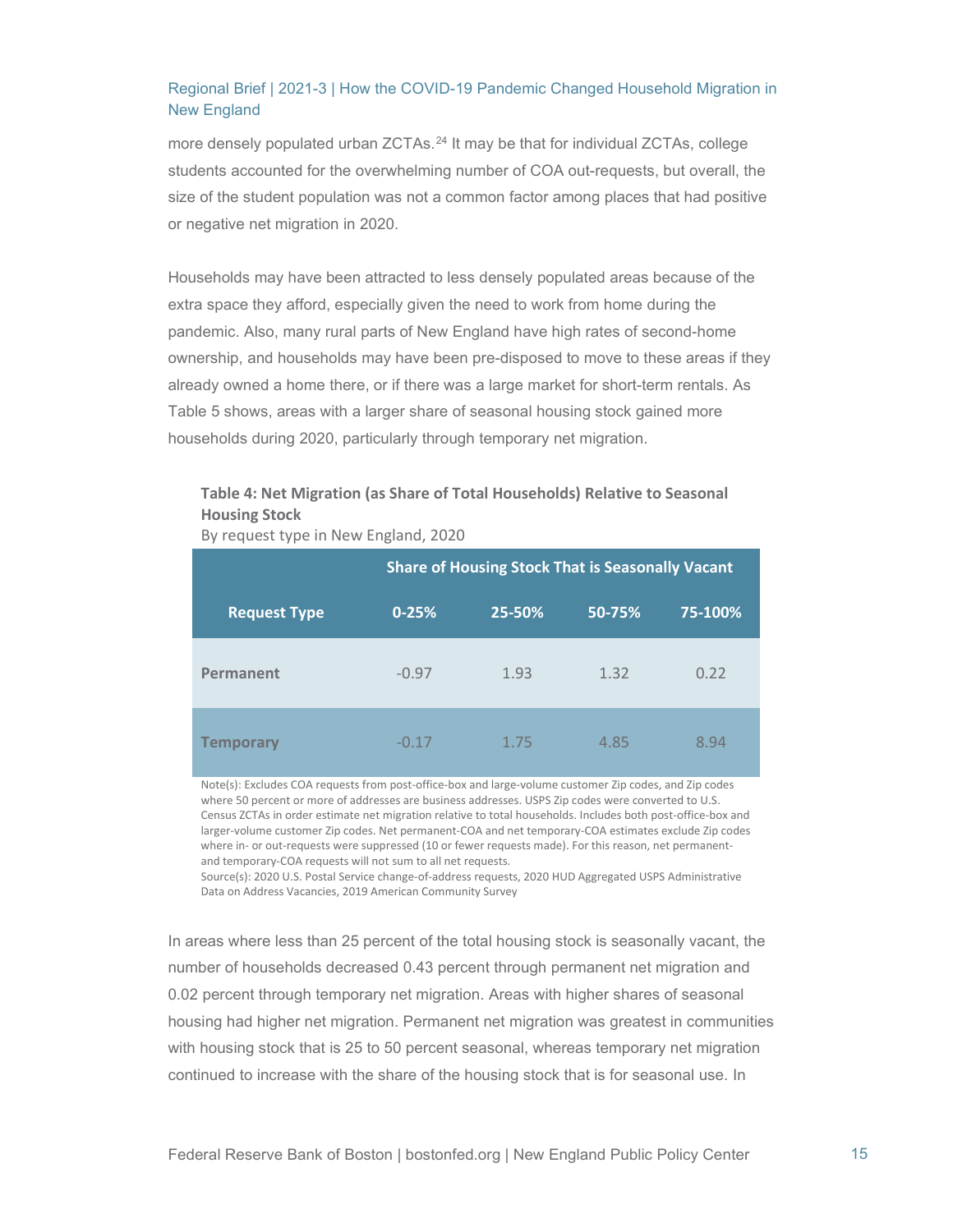more densely populated urban ZCTAs.[24] It may be that for individual ZCTAs, college students accounted for the overwhelming number of COA out-requests, but overall, the size of the student population was not a common factor among places that had positive or negative net migration in 2020.

Households may have been attracted to less densely populated areas because of the extra space they afford, especially given the need to work from home during the pandemic. Also, many rural parts of New England have high rates of second-home ownership, and households may have been pre-disposed to move to these areas if they already owned a home there, or if there was a large market for short-term rentals. As Table 5 shows, areas with a larger share of seasonal housing stock gained more households during 2020, particularly through temporary net migration.

**Table 4: Net Migration (as Share of Total Households) Relative to Seasonal Housing Stock**

By request type in New England, 2020

| | Share of Housing Stock That is Seasonally Vacant | | | |
|---|---|---|---|---|
| **Request Type** | **0-25%** | **25-50%** | **50-75%** | **75-100%** |
| **Permanent** | -0.97 | 1.93 | 1.32 | 0.22 |
| **Temporary** | -0.17 | 1.75 | 4.85 | 8.94 |

Note(s): Excludes COA requests from post-office-box and large-volume customer Zip codes, and Zip codes where 50 percent or more of addresses are business addresses. USPS Zip codes were converted to U.S. Census ZCTAs in order estimate net migration relative to total households. Includes both post-office-box and larger-volume customer Zip codes. Net permanent-COA and net temporary-COA estimates exclude Zip codes where in- or out-requests were suppressed (10 or fewer requests made). For this reason, net permanent- and temporary-COA requests will not sum to all net requests.
Source(s): 2020 U.S. Postal Service change-of-address requests, 2020 HUD Aggregated USPS Administrative Data on Address Vacancies, 2019 American Community Survey

In areas where less than 25 percent of the total housing stock is seasonally vacant, the number of households decreased 0.43 percent through permanent net migration and 0.02 percent through temporary net migration. Areas with higher shares of seasonal housing had higher net migration. Permanent net migration was greatest in communities with housing stock that is 25 to 50 percent seasonal, whereas temporary net migration continued to increase with the share of the housing stock that is for seasonal use. In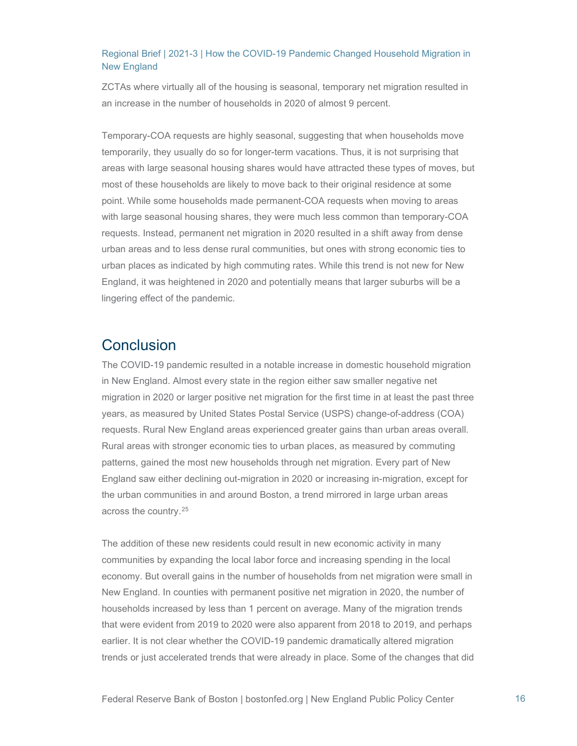ZCTAs where virtually all of the housing is seasonal, temporary net migration resulted in an increase in the number of households in 2020 of almost 9 percent.

Temporary-COA requests are highly seasonal, suggesting that when households move temporarily, they usually do so for longer-term vacations. Thus, it is not surprising that areas with large seasonal housing shares would have attracted these types of moves, but most of these households are likely to move back to their original residence at some point. While some households made permanent-COA requests when moving to areas with large seasonal housing shares, they were much less common than temporary-COA requests. Instead, permanent net migration in 2020 resulted in a shift away from dense urban areas and to less dense rural communities, but ones with strong economic ties to urban places as indicated by high commuting rates. While this trend is not new for New England, it was heightened in 2020 and potentially means that larger suburbs will be a lingering effect of the pandemic.

## Conclusion

The COVID-19 pandemic resulted in a notable increase in domestic household migration in New England. Almost every state in the region either saw smaller negative net migration in 2020 or larger positive net migration for the first time in at least the past three years, as measured by United States Postal Service (USPS) change-of-address (COA) requests. Rural New England areas experienced greater gains than urban areas overall. Rural areas with stronger economic ties to urban places, as measured by commuting patterns, gained the most new households through net migration. Every part of New England saw either declining out-migration in 2020 or increasing in-migration, except for the urban communities in and around Boston, a trend mirrored in large urban areas across the country.[25]

The addition of these new residents could result in new economic activity in many communities by expanding the local labor force and increasing spending in the local economy. But overall gains in the number of households from net migration were small in New England. In counties with permanent positive net migration in 2020, the number of households increased by less than 1 percent on average. Many of the migration trends that were evident from 2019 to 2020 were also apparent from 2018 to 2019, and perhaps earlier. It is not clear whether the COVID-19 pandemic dramatically altered migration trends or just accelerated trends that were already in place. Some of the changes that did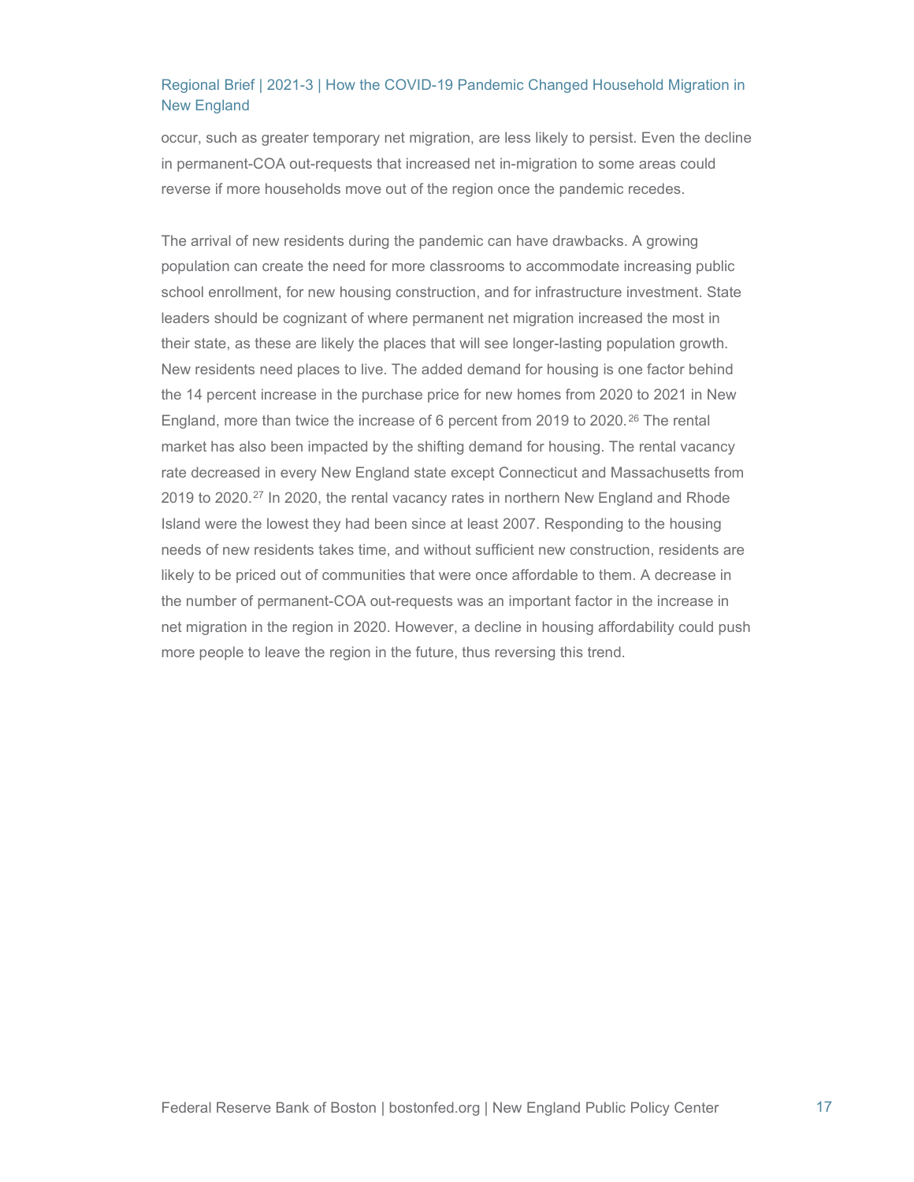occur, such as greater temporary net migration, are less likely to persist. Even the decline in permanent-COA out-requests that increased net in-migration to some areas could reverse if more households move out of the region once the pandemic recedes.

The arrival of new residents during the pandemic can have drawbacks. A growing population can create the need for more classrooms to accommodate increasing public school enrollment, for new housing construction, and for infrastructure investment. State leaders should be cognizant of where permanent net migration increased the most in their state, as these are likely the places that will see longer-lasting population growth. New residents need places to live. The added demand for housing is one factor behind the 14 percent increase in the purchase price for new homes from 2020 to 2021 in New England, more than twice the increase of 6 percent from 2019 to 2020.[26] The rental market has also been impacted by the shifting demand for housing. The rental vacancy rate decreased in every New England state except Connecticut and Massachusetts from 2019 to 2020.[27] In 2020, the rental vacancy rates in northern New England and Rhode Island were the lowest they had been since at least 2007. Responding to the housing needs of new residents takes time, and without sufficient new construction, residents are likely to be priced out of communities that were once affordable to them. A decrease in the number of permanent-COA out-requests was an important factor in the increase in net migration in the region in 2020. However, a decline in housing affordability could push more people to leave the region in the future, thus reversing this trend.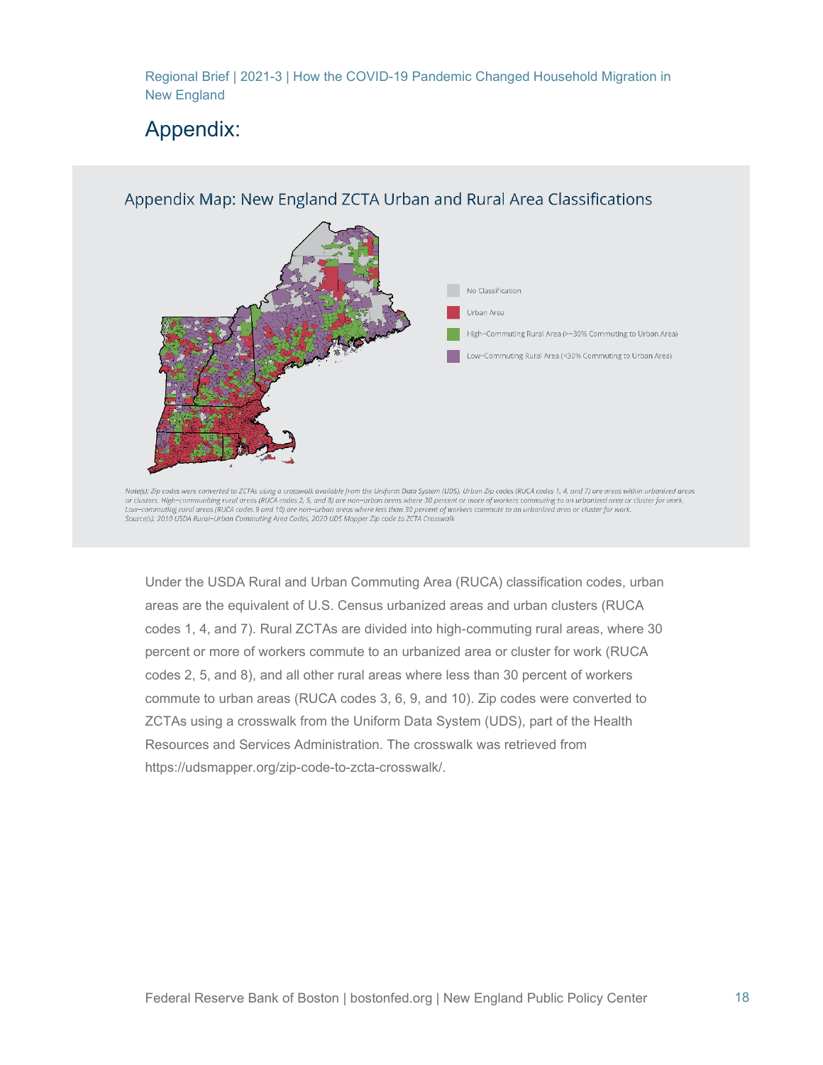# Appendix:

Appendix Map: New England ZCTA Urban and Rural Area Classifications

No Classification

Urban Area

High–Commuting Rural Area (>=30% Commuting to Urban Area)

Low–Commuting Rural Area (<30% Commuting to Urban Area)

*Note(s): Zip codes were converted to ZCTAs using a crosswalk available from the Uniform Data System (UDS). Urban Zip codes (RUCA codes 1, 4, and 7) are areas within urbanized areas or clusters. High–communiting rural areas (RUCA codes 2, 5, and 8) are non–urban areas where 30 percent or more of workers commuting to an urbanized area or cluster for work. Low–commuting rural areas (RUCA codes 9 and 10) are non–urban areas where less than 30 percent of workers commute to an urbanized area or cluster for work.*
*Source(s): 2010 USDA Rural–Urban Commuting Area Codes, 2020 UDS Mapper Zip code to ZCTA Crosswalk*

Under the USDA Rural and Urban Commuting Area (RUCA) classification codes, urban areas are the equivalent of U.S. Census urbanized areas and urban clusters (RUCA codes 1, 4, and 7). Rural ZCTAs are divided into high-commuting rural areas, where 30 percent or more of workers commute to an urbanized area or cluster for work (RUCA codes 2, 5, and 8), and all other rural areas where less than 30 percent of workers commute to urban areas (RUCA codes 3, 6, 9, and 10). Zip codes were converted to ZCTAs using a crosswalk from the Uniform Data System (UDS), part of the Health Resources and Services Administration. The crosswalk was retrieved from https://udsmapper.org/zip-code-to-zcta-crosswalk/.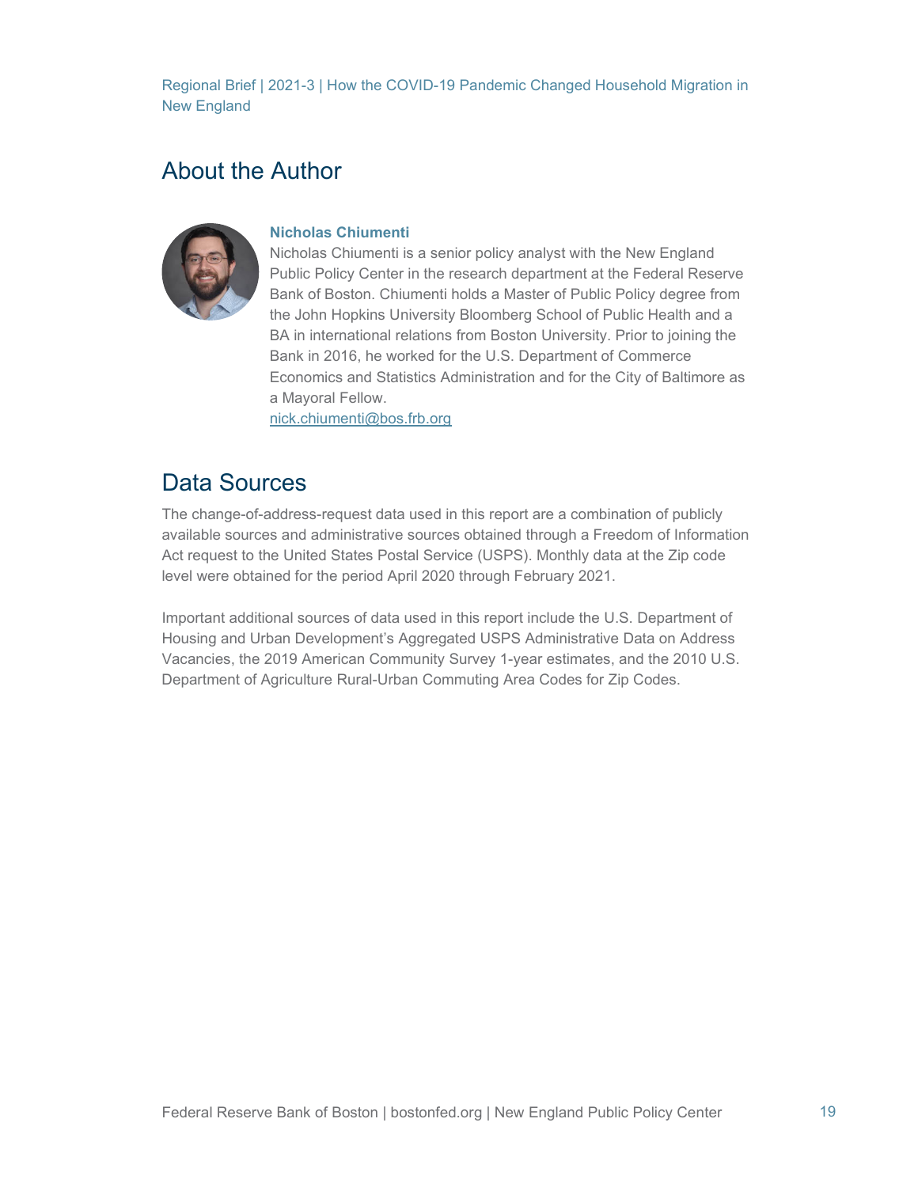## About the Author

**Nicholas Chiumenti**

Nicholas Chiumenti is a senior policy analyst with the New England Public Policy Center in the research department at the Federal Reserve Bank of Boston. Chiumenti holds a Master of Public Policy degree from the John Hopkins University Bloomberg School of Public Health and a BA in international relations from Boston University. Prior to joining the Bank in 2016, he worked for the U.S. Department of Commerce Economics and Statistics Administration and for the City of Baltimore as a Mayoral Fellow.

nick.chiumenti@bos.frb.org

## Data Sources

The change-of-address-request data used in this report are a combination of publicly available sources and administrative sources obtained through a Freedom of Information Act request to the United States Postal Service (USPS). Monthly data at the Zip code level were obtained for the period April 2020 through February 2021.

Important additional sources of data used in this report include the U.S. Department of Housing and Urban Development's Aggregated USPS Administrative Data on Address Vacancies, the 2019 American Community Survey 1-year estimates, and the 2010 U.S. Department of Agriculture Rural-Urban Commuting Area Codes for Zip Codes.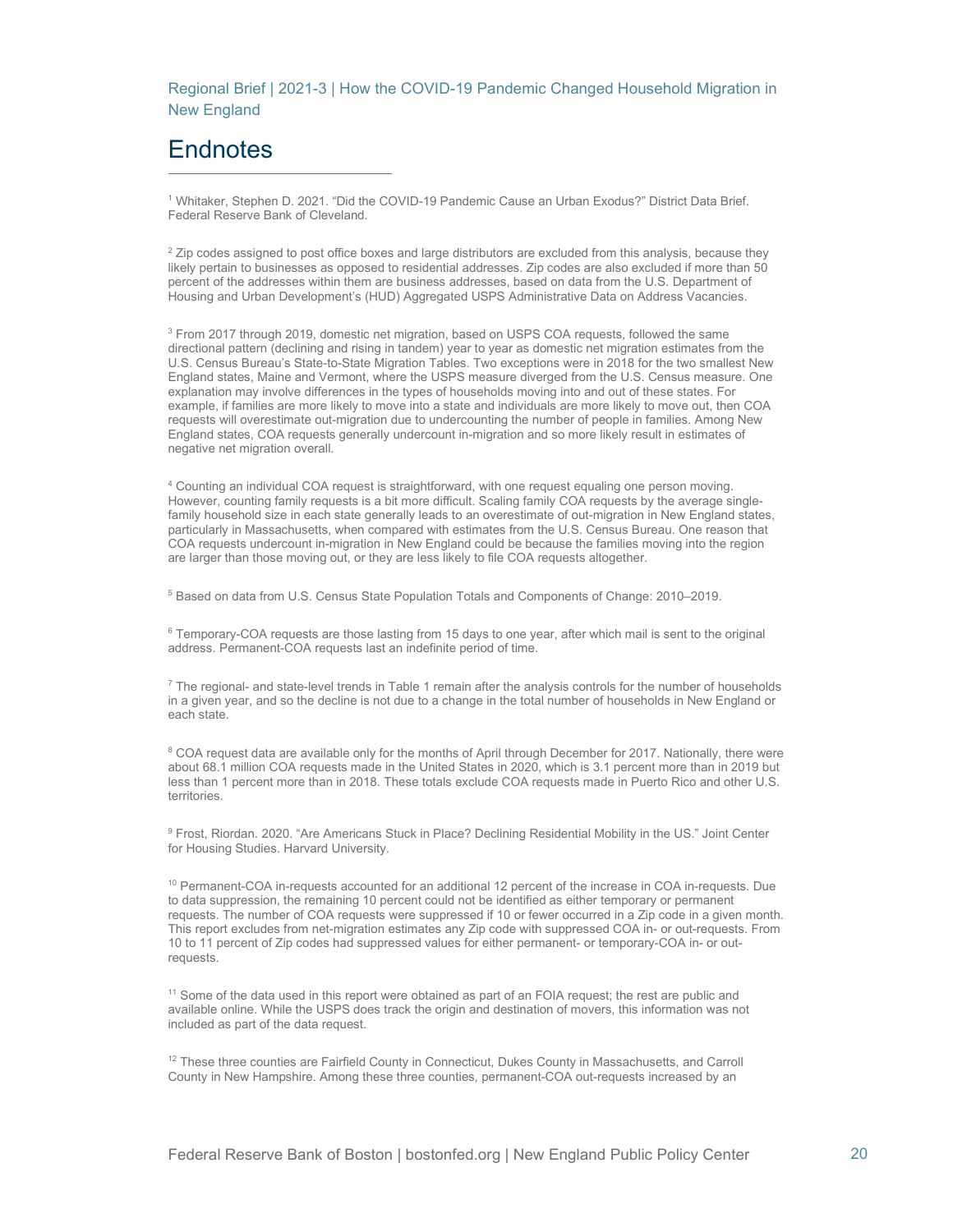# Endnotes

[1] Whitaker, Stephen D. 2021. "Did the COVID-19 Pandemic Cause an Urban Exodus?" District Data Brief. Federal Reserve Bank of Cleveland.

[2] Zip codes assigned to post office boxes and large distributors are excluded from this analysis, because they likely pertain to businesses as opposed to residential addresses. Zip codes are also excluded if more than 50 percent of the addresses within them are business addresses, based on data from the U.S. Department of Housing and Urban Development's (HUD) Aggregated USPS Administrative Data on Address Vacancies.

[3] From 2017 through 2019, domestic net migration, based on USPS COA requests, followed the same directional pattern (declining and rising in tandem) year to year as domestic net migration estimates from the U.S. Census Bureau's State-to-State Migration Tables. Two exceptions were in 2018 for the two smallest New England states, Maine and Vermont, where the USPS measure diverged from the U.S. Census measure. One explanation may involve differences in the types of households moving into and out of these states. For example, if families are more likely to move into a state and individuals are more likely to move out, then COA requests will overestimate out-migration due to undercounting the number of people in families. Among New England states, COA requests generally undercount in-migration and so more likely result in estimates of negative net migration overall.

[4] Counting an individual COA request is straightforward, with one request equaling one person moving. However, counting family requests is a bit more difficult. Scaling family COA requests by the average single-family household size in each state generally leads to an overestimate of out-migration in New England states, particularly in Massachusetts, when compared with estimates from the U.S. Census Bureau. One reason that COA requests undercount in-migration in New England could be because the families moving into the region are larger than those moving out, or they are less likely to file COA requests altogether.

[5] Based on data from U.S. Census State Population Totals and Components of Change: 2010–2019.

[6] Temporary-COA requests are those lasting from 15 days to one year, after which mail is sent to the original address. Permanent-COA requests last an indefinite period of time.

[7] The regional- and state-level trends in Table 1 remain after the analysis controls for the number of households in a given year, and so the decline is not due to a change in the total number of households in New England or each state.

[8] COA request data are available only for the months of April through December for 2017. Nationally, there were about 68.1 million COA requests made in the United States in 2020, which is 3.1 percent more than in 2019 but less than 1 percent more than in 2018. These totals exclude COA requests made in Puerto Rico and other U.S. territories.

[9] Frost, Riordan. 2020. "Are Americans Stuck in Place? Declining Residential Mobility in the US." Joint Center for Housing Studies. Harvard University.

[10] Permanent-COA in-requests accounted for an additional 12 percent of the increase in COA in-requests. Due to data suppression, the remaining 10 percent could not be identified as either temporary or permanent requests. The number of COA requests were suppressed if 10 or fewer occurred in a Zip code in a given month. This report excludes from net-migration estimates any Zip code with suppressed COA in- or out-requests. From 10 to 11 percent of Zip codes had suppressed values for either permanent- or temporary-COA in- or out-requests.

[11] Some of the data used in this report were obtained as part of an FOIA request; the rest are public and available online. While the USPS does track the origin and destination of movers, this information was not included as part of the data request.

[12] These three counties are Fairfield County in Connecticut, Dukes County in Massachusetts, and Carroll County in New Hampshire. Among these three counties, permanent-COA out-requests increased by an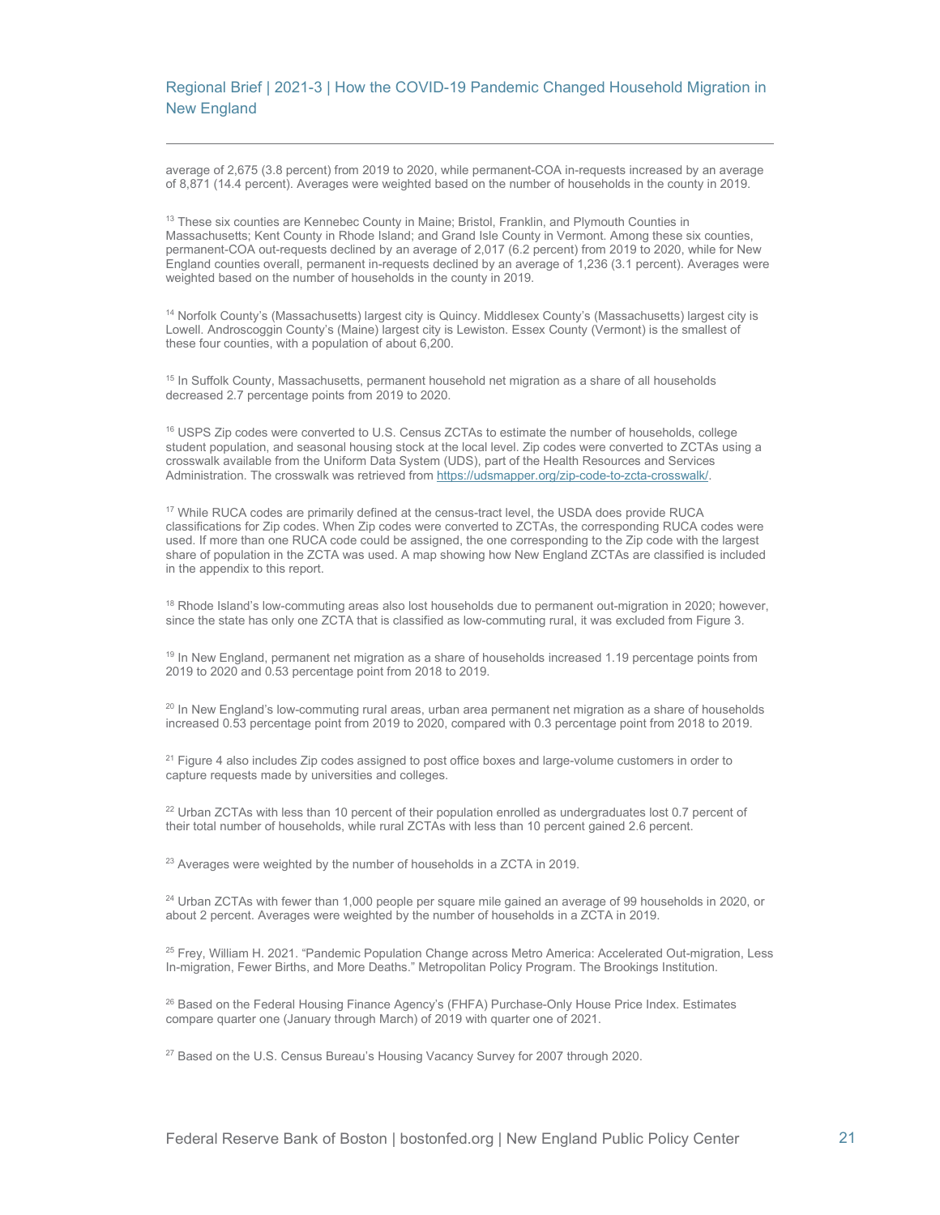average of 2,675 (3.8 percent) from 2019 to 2020, while permanent-COA in-requests increased by an average of 8,871 (14.4 percent). Averages were weighted based on the number of households in the county in 2019.

[13] These six counties are Kennebec County in Maine; Bristol, Franklin, and Plymouth Counties in Massachusetts; Kent County in Rhode Island; and Grand Isle County in Vermont. Among these six counties, permanent-COA out-requests declined by an average of 2,017 (6.2 percent) from 2019 to 2020, while for New England counties overall, permanent in-requests declined by an average of 1,236 (3.1 percent). Averages were weighted based on the number of households in the county in 2019.

[14] Norfolk County's (Massachusetts) largest city is Quincy. Middlesex County's (Massachusetts) largest city is Lowell. Androscoggin County's (Maine) largest city is Lewiston. Essex County (Vermont) is the smallest of these four counties, with a population of about 6,200.

[15] In Suffolk County, Massachusetts, permanent household net migration as a share of all households decreased 2.7 percentage points from 2019 to 2020.

[16] USPS Zip codes were converted to U.S. Census ZCTAs to estimate the number of households, college student population, and seasonal housing stock at the local level. Zip codes were converted to ZCTAs using a crosswalk available from the Uniform Data System (UDS), part of the Health Resources and Services Administration. The crosswalk was retrieved from https://udsmapper.org/zip-code-to-zcta-crosswalk/.

[17] While RUCA codes are primarily defined at the census-tract level, the USDA does provide RUCA classifications for Zip codes. When Zip codes were converted to ZCTAs, the corresponding RUCA codes were used. If more than one RUCA code could be assigned, the one corresponding to the Zip code with the largest share of population in the ZCTA was used. A map showing how New England ZCTAs are classified is included in the appendix to this report.

[18] Rhode Island's low-commuting areas also lost households due to permanent out-migration in 2020; however, since the state has only one ZCTA that is classified as low-commuting rural, it was excluded from Figure 3.

[19] In New England, permanent net migration as a share of households increased 1.19 percentage points from 2019 to 2020 and 0.53 percentage point from 2018 to 2019.

[20] In New England's low-commuting rural areas, urban area permanent net migration as a share of households increased 0.53 percentage point from 2019 to 2020, compared with 0.3 percentage point from 2018 to 2019.

[21] Figure 4 also includes Zip codes assigned to post office boxes and large-volume customers in order to capture requests made by universities and colleges.

[22] Urban ZCTAs with less than 10 percent of their population enrolled as undergraduates lost 0.7 percent of their total number of households, while rural ZCTAs with less than 10 percent gained 2.6 percent.

[23] Averages were weighted by the number of households in a ZCTA in 2019.

[24] Urban ZCTAs with fewer than 1,000 people per square mile gained an average of 99 households in 2020, or about 2 percent. Averages were weighted by the number of households in a ZCTA in 2019.

[25] Frey, William H. 2021. "Pandemic Population Change across Metro America: Accelerated Out-migration, Less In-migration, Fewer Births, and More Deaths." Metropolitan Policy Program. The Brookings Institution.

[26] Based on the Federal Housing Finance Agency's (FHFA) Purchase-Only House Price Index. Estimates compare quarter one (January through March) of 2019 with quarter one of 2021.

[27] Based on the U.S. Census Bureau's Housing Vacancy Survey for 2007 through 2020.